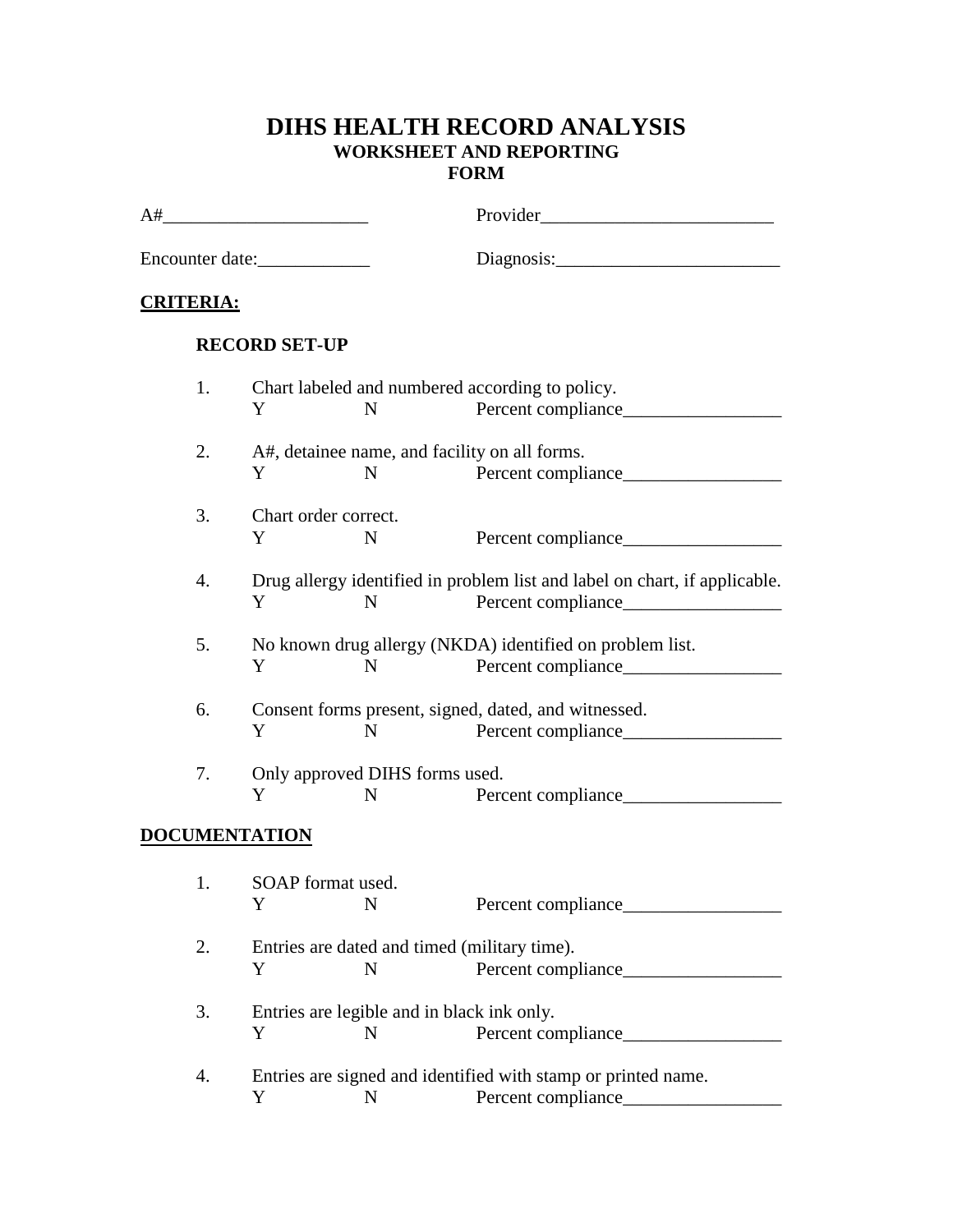# DIHS HEALTH RECORD ANALYSIS

## WORKSHEET AND REPORTING FORM

A#______________________ Provider_________________________

Encounter date:____________ Diagnosis:________________________

**CRITERIA:**

**RECORD SET-UP**

1. Chart labeled and numbered according to policy.
   Y N Percent compliance_________________

2. A#, detainee name, and facility on all forms.
   Y N Percent compliance_________________

3. Chart order correct.
   Y N Percent compliance_________________

4. Drug allergy identified in problem list and label on chart, if applicable.
   Y N Percent compliance_________________

5. No known drug allergy (NKDA) identified on problem list.
   Y N Percent compliance_________________

6. Consent forms present, signed, dated, and witnessed.
   Y N Percent compliance_________________

7. Only approved DIHS forms used.
   Y N Percent compliance_________________

**DOCUMENTATION**

1. SOAP format used.
   Y N Percent compliance_________________

2. Entries are dated and timed (military time).
   Y N Percent compliance_________________

3. Entries are legible and in black ink only.
   Y N Percent compliance_________________

4. Entries are signed and identified with stamp or printed name.
   Y N Percent compliance_________________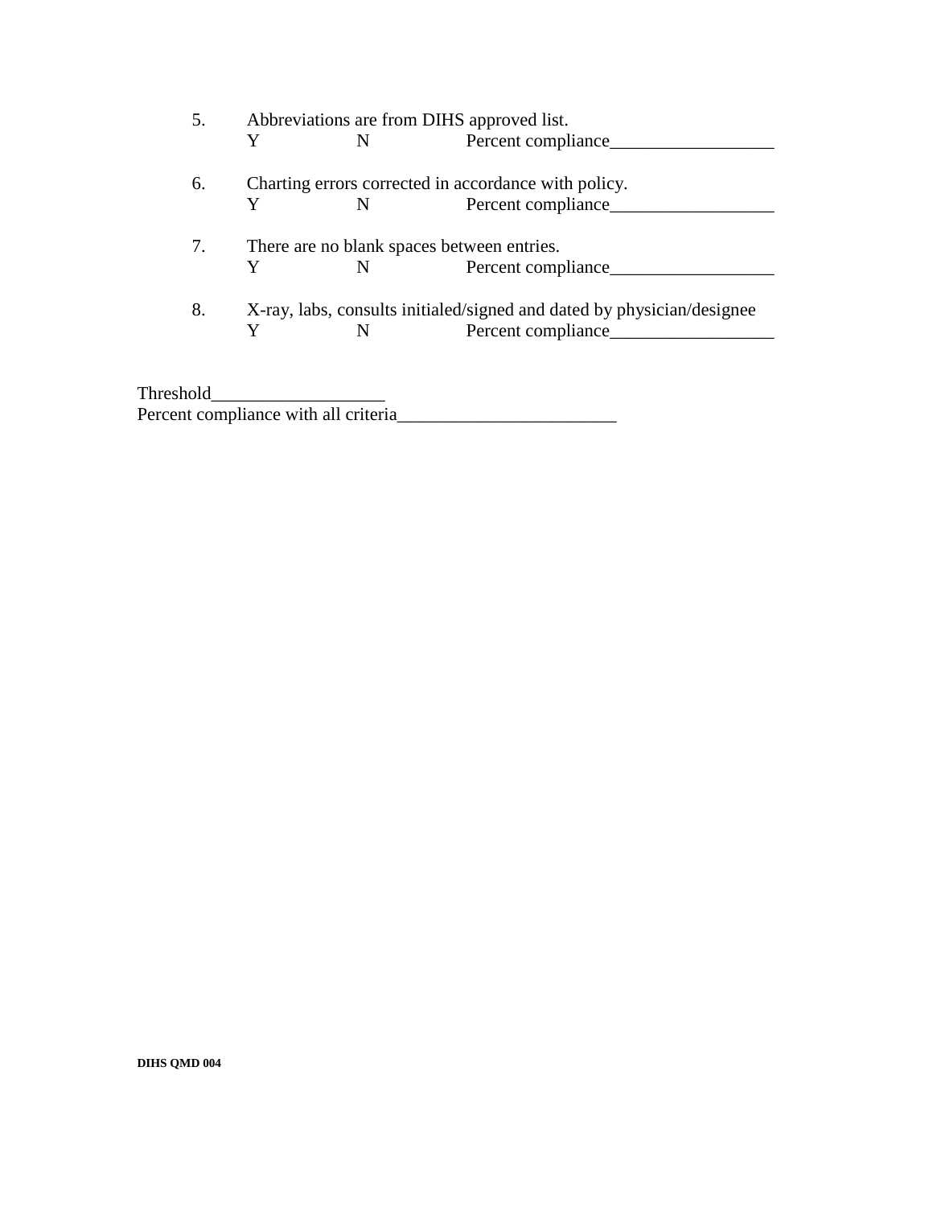5. Abbreviations are from DIHS approved list.
   Y N Percent compliance__________________

6. Charting errors corrected in accordance with policy.
   Y N Percent compliance__________________

7. There are no blank spaces between entries.
   Y N Percent compliance__________________

8. X-ray, labs, consults initialed/signed and dated by physician/designee
   Y N Percent compliance__________________

Threshold___________________
Percent compliance with all criteria________________________

**DIHS QMD 004**